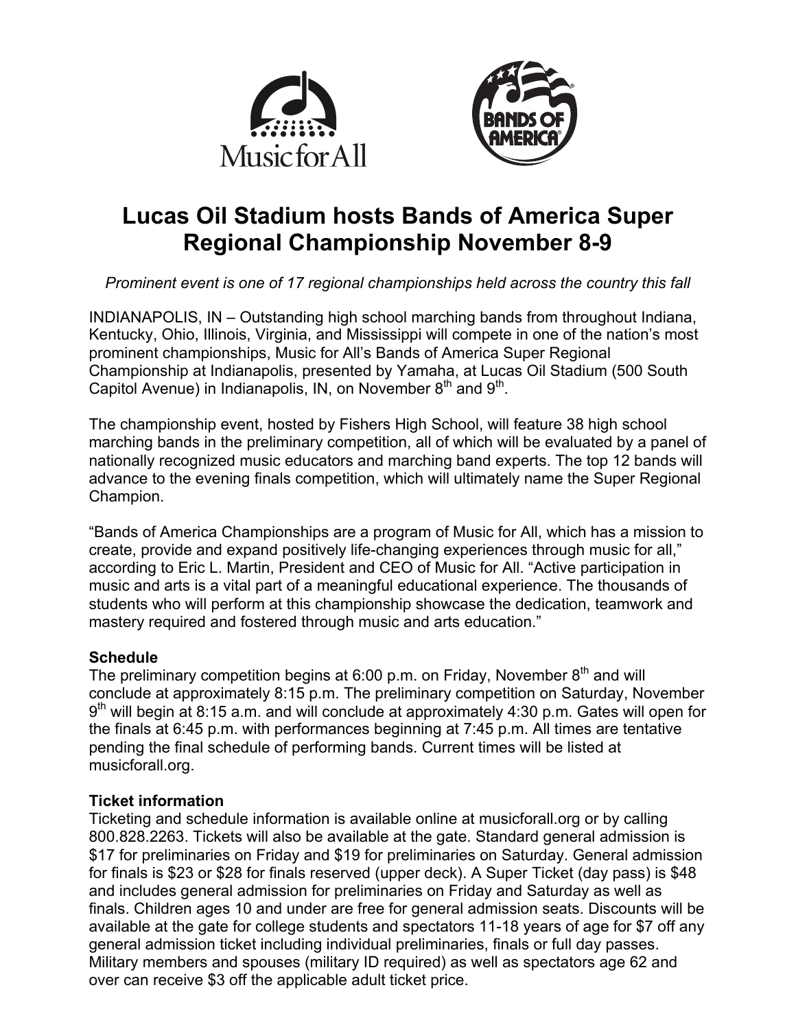# Lucas Oil Stadium hosts Bands of America Super Regional Championship November 8-9

*Prominent event is one of 17 regional championships held across the country this fall*

INDIANAPOLIS, IN – Outstanding high school marching bands from throughout Indiana, Kentucky, Ohio, Illinois, Virginia, and Mississippi will compete in one of the nation's most prominent championships, Music for All's Bands of America Super Regional Championship at Indianapolis, presented by Yamaha, at Lucas Oil Stadium (500 South Capitol Avenue) in Indianapolis, IN, on November 8th and 9th.

The championship event, hosted by Fishers High School, will feature 38 high school marching bands in the preliminary competition, all of which will be evaluated by a panel of nationally recognized music educators and marching band experts. The top 12 bands will advance to the evening finals competition, which will ultimately name the Super Regional Champion.

"Bands of America Championships are a program of Music for All, which has a mission to create, provide and expand positively life-changing experiences through music for all," according to Eric L. Martin, President and CEO of Music for All. "Active participation in music and arts is a vital part of a meaningful educational experience. The thousands of students who will perform at this championship showcase the dedication, teamwork and mastery required and fostered through music and arts education."

**Schedule**

The preliminary competition begins at 6:00 p.m. on Friday, November 8th and will conclude at approximately 8:15 p.m. The preliminary competition on Saturday, November 9th will begin at 8:15 a.m. and will conclude at approximately 4:30 p.m. Gates will open for the finals at 6:45 p.m. with performances beginning at 7:45 p.m. All times are tentative pending the final schedule of performing bands. Current times will be listed at musicforall.org.

**Ticket information**

Ticketing and schedule information is available online at musicforall.org or by calling 800.828.2263. Tickets will also be available at the gate. Standard general admission is $17 for preliminaries on Friday and $19 for preliminaries on Saturday. General admission for finals is $23 or $28 for finals reserved (upper deck). A Super Ticket (day pass) is $48 and includes general admission for preliminaries on Friday and Saturday as well as finals. Children ages 10 and under are free for general admission seats. Discounts will be available at the gate for college students and spectators 11-18 years of age for $7 off any general admission ticket including individual preliminaries, finals or full day passes. Military members and spouses (military ID required) as well as spectators age 62 and over can receive $3 off the applicable adult ticket price.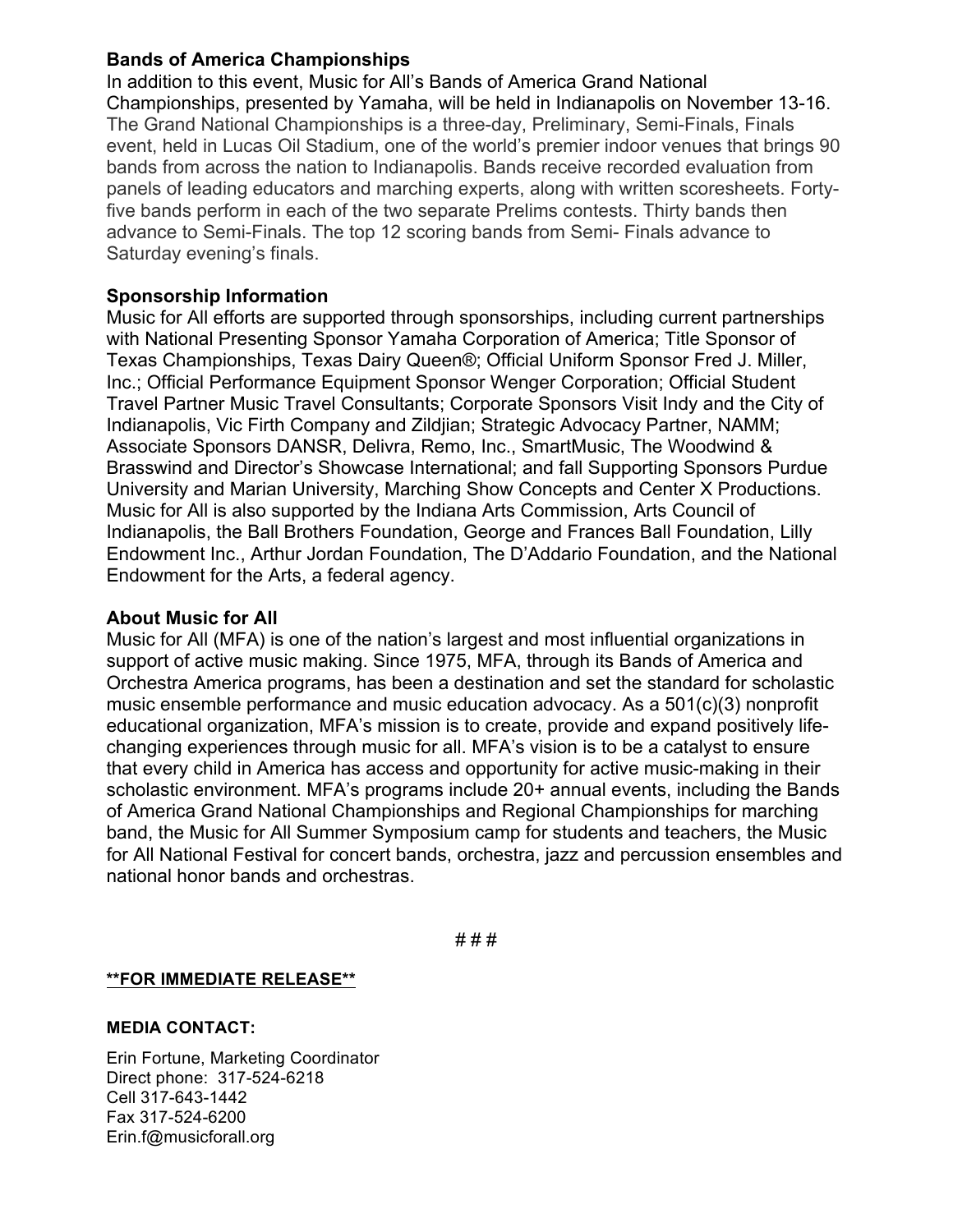**Bands of America Championships**

In addition to this event, Music for All's Bands of America Grand National Championships, presented by Yamaha, will be held in Indianapolis on November 13-16. The Grand National Championships is a three-day, Preliminary, Semi-Finals, Finals event, held in Lucas Oil Stadium, one of the world's premier indoor venues that brings 90 bands from across the nation to Indianapolis. Bands receive recorded evaluation from panels of leading educators and marching experts, along with written scoresheets. Forty-five bands perform in each of the two separate Prelims contests. Thirty bands then advance to Semi-Finals. The top 12 scoring bands from Semi- Finals advance to Saturday evening's finals.

**Sponsorship Information**

Music for All efforts are supported through sponsorships, including current partnerships with National Presenting Sponsor Yamaha Corporation of America; Title Sponsor of Texas Championships, Texas Dairy Queen®; Official Uniform Sponsor Fred J. Miller, Inc.; Official Performance Equipment Sponsor Wenger Corporation; Official Student Travel Partner Music Travel Consultants; Corporate Sponsors Visit Indy and the City of Indianapolis, Vic Firth Company and Zildjian; Strategic Advocacy Partner, NAMM; Associate Sponsors DANSR, Delivra, Remo, Inc., SmartMusic, The Woodwind & Brasswind and Director's Showcase International; and fall Supporting Sponsors Purdue University and Marian University, Marching Show Concepts and Center X Productions. Music for All is also supported by the Indiana Arts Commission, Arts Council of Indianapolis, the Ball Brothers Foundation, George and Frances Ball Foundation, Lilly Endowment Inc., Arthur Jordan Foundation, The D'Addario Foundation, and the National Endowment for the Arts, a federal agency.

**About Music for All**

Music for All (MFA) is one of the nation's largest and most influential organizations in support of active music making. Since 1975, MFA, through its Bands of America and Orchestra America programs, has been a destination and set the standard for scholastic music ensemble performance and music education advocacy. As a 501(c)(3) nonprofit educational organization, MFA's mission is to create, provide and expand positively life-changing experiences through music for all. MFA's vision is to be a catalyst to ensure that every child in America has access and opportunity for active music-making in their scholastic environment. MFA's programs include 20+ annual events, including the Bands of America Grand National Championships and Regional Championships for marching band, the Music for All Summer Symposium camp for students and teachers, the Music for All National Festival for concert bands, orchestra, jazz and percussion ensembles and national honor bands and orchestras.

# # #

**\*\*FOR IMMEDIATE RELEASE\*\***

**MEDIA CONTACT:**

Erin Fortune, Marketing Coordinator
Direct phone: 317-524-6218
Cell 317-643-1442
Fax 317-524-6200
Erin.f@musicforall.org